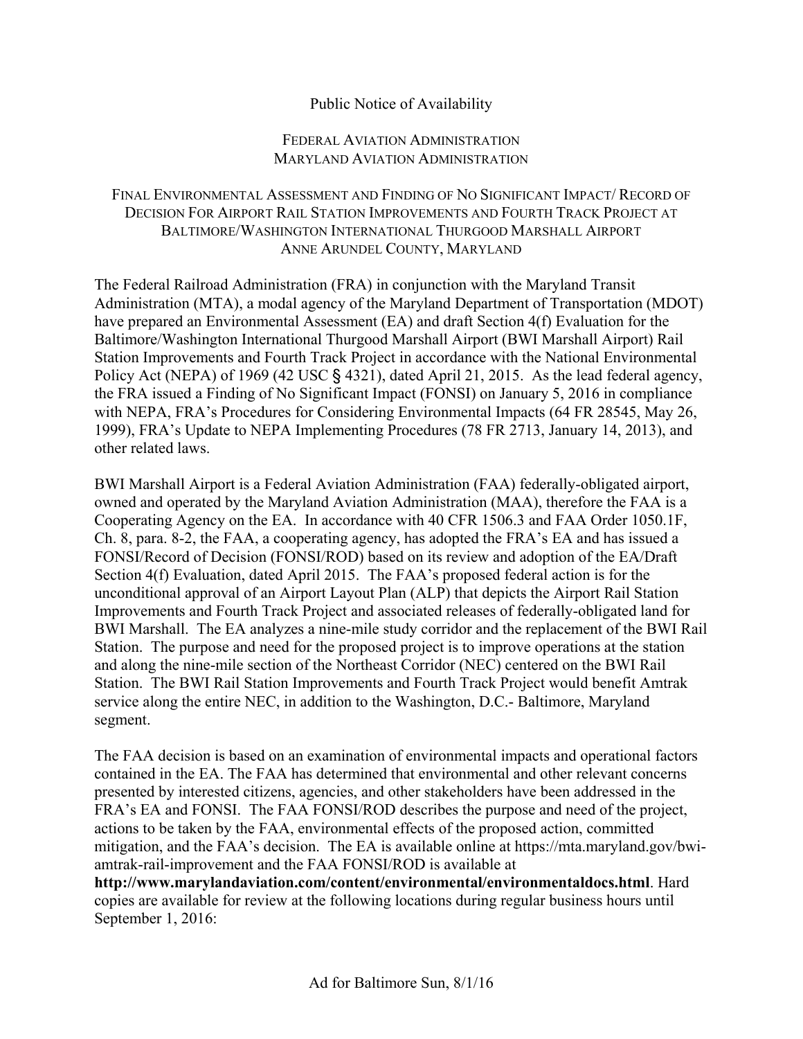Public Notice of Availability

FEDERAL AVIATION ADMINISTRATION
MARYLAND AVIATION ADMINISTRATION

FINAL ENVIRONMENTAL ASSESSMENT AND FINDING OF NO SIGNIFICANT IMPACT/ RECORD OF DECISION FOR AIRPORT RAIL STATION IMPROVEMENTS AND FOURTH TRACK PROJECT AT BALTIMORE/WASHINGTON INTERNATIONAL THURGOOD MARSHALL AIRPORT
ANNE ARUNDEL COUNTY, MARYLAND

The Federal Railroad Administration (FRA) in conjunction with the Maryland Transit Administration (MTA), a modal agency of the Maryland Department of Transportation (MDOT) have prepared an Environmental Assessment (EA) and draft Section 4(f) Evaluation for the Baltimore/Washington International Thurgood Marshall Airport (BWI Marshall Airport) Rail Station Improvements and Fourth Track Project in accordance with the National Environmental Policy Act (NEPA) of 1969 (42 USC § 4321), dated April 21, 2015. As the lead federal agency, the FRA issued a Finding of No Significant Impact (FONSI) on January 5, 2016 in compliance with NEPA, FRA's Procedures for Considering Environmental Impacts (64 FR 28545, May 26, 1999), FRA's Update to NEPA Implementing Procedures (78 FR 2713, January 14, 2013), and other related laws.

BWI Marshall Airport is a Federal Aviation Administration (FAA) federally-obligated airport, owned and operated by the Maryland Aviation Administration (MAA), therefore the FAA is a Cooperating Agency on the EA. In accordance with 40 CFR 1506.3 and FAA Order 1050.1F, Ch. 8, para. 8-2, the FAA, a cooperating agency, has adopted the FRA's EA and has issued a FONSI/Record of Decision (FONSI/ROD) based on its review and adoption of the EA/Draft Section 4(f) Evaluation, dated April 2015. The FAA's proposed federal action is for the unconditional approval of an Airport Layout Plan (ALP) that depicts the Airport Rail Station Improvements and Fourth Track Project and associated releases of federally-obligated land for BWI Marshall. The EA analyzes a nine-mile study corridor and the replacement of the BWI Rail Station. The purpose and need for the proposed project is to improve operations at the station and along the nine-mile section of the Northeast Corridor (NEC) centered on the BWI Rail Station. The BWI Rail Station Improvements and Fourth Track Project would benefit Amtrak service along the entire NEC, in addition to the Washington, D.C.- Baltimore, Maryland segment.

The FAA decision is based on an examination of environmental impacts and operational factors contained in the EA. The FAA has determined that environmental and other relevant concerns presented by interested citizens, agencies, and other stakeholders have been addressed in the FRA's EA and FONSI. The FAA FONSI/ROD describes the purpose and need of the project, actions to be taken by the FAA, environmental effects of the proposed action, committed mitigation, and the FAA's decision. The EA is available online at https://mta.maryland.gov/bwi-amtrak-rail-improvement and the FAA FONSI/ROD is available at **http://www.marylandaviation.com/content/environmental/environmentaldocs.html**. Hard copies are available for review at the following locations during regular business hours until September 1, 2016:

Ad for Baltimore Sun, 8/1/16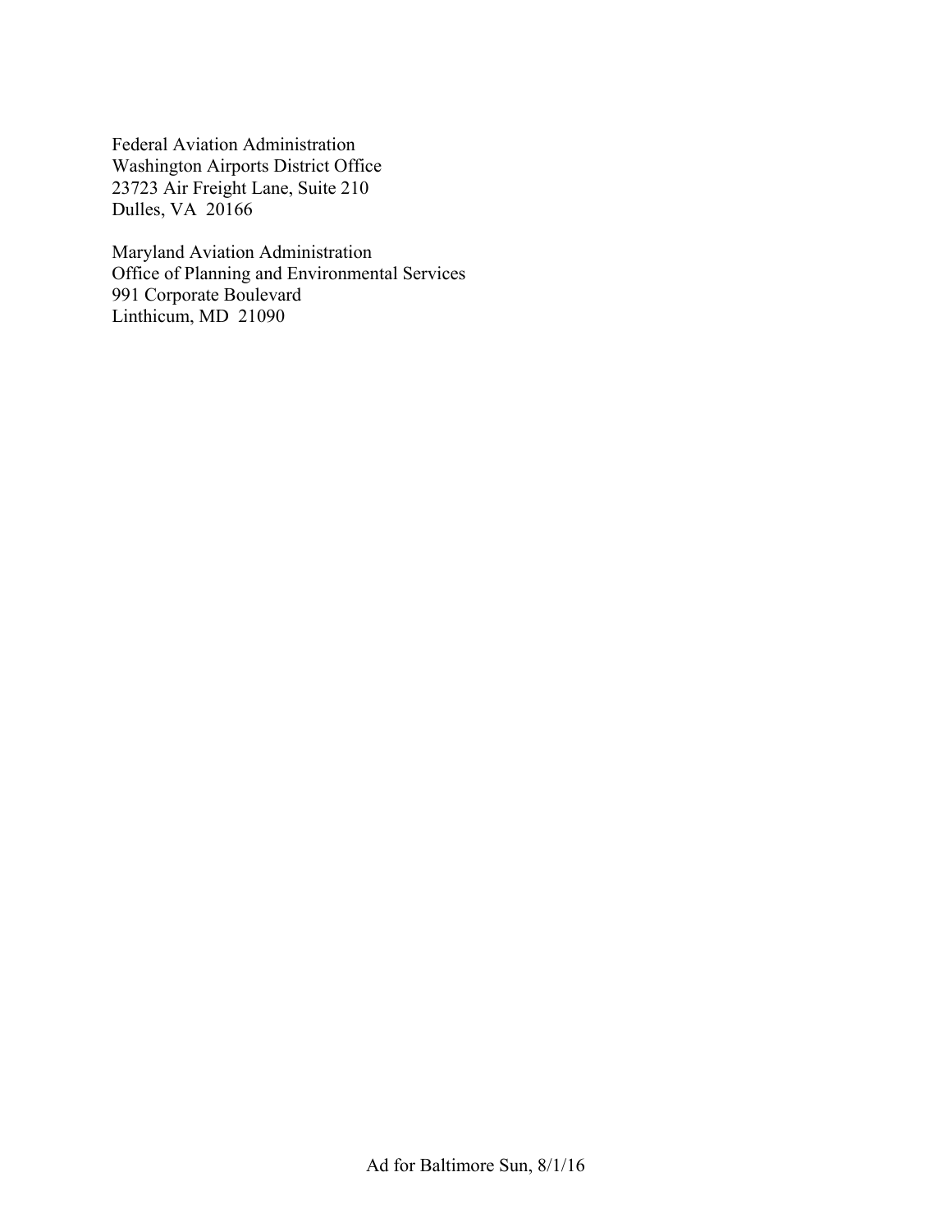Federal Aviation Administration
Washington Airports District Office
23723 Air Freight Lane, Suite 210
Dulles, VA 20166

Maryland Aviation Administration
Office of Planning and Environmental Services
991 Corporate Boulevard
Linthicum, MD 21090

Ad for Baltimore Sun, 8/1/16